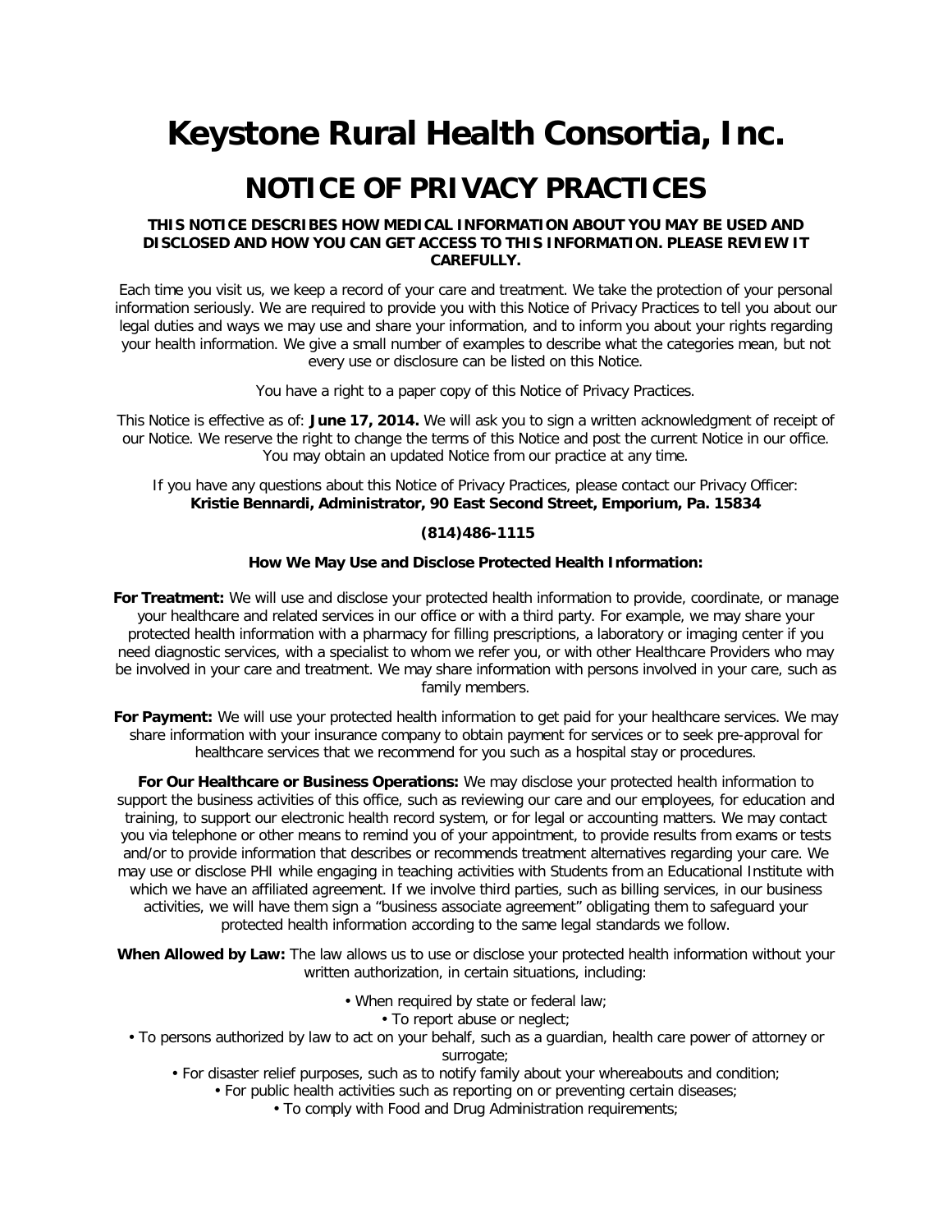# Keystone Rural Health Consortia, Inc.

## NOTICE OF PRIVACY PRACTICES

**THIS NOTICE DESCRIBES HOW MEDICAL INFORMATION ABOUT YOU MAY BE USED AND DISCLOSED AND HOW YOU CAN GET ACCESS TO THIS INFORMATION. PLEASE REVIEW IT CAREFULLY.**

Each time you visit us, we keep a record of your care and treatment. We take the protection of your personal information seriously. We are required to provide you with this Notice of Privacy Practices to tell you about our legal duties and ways we may use and share your information, and to inform you about your rights regarding your health information. We give a small number of examples to describe what the categories mean, but not every use or disclosure can be listed on this Notice.

You have a right to a paper copy of this Notice of Privacy Practices.

This Notice is effective as of: **June 17, 2014.** We will ask you to sign a written acknowledgment of receipt of our Notice. We reserve the right to change the terms of this Notice and post the current Notice in our office. You may obtain an updated Notice from our practice at any time.

If you have any questions about this Notice of Privacy Practices, please contact our Privacy Officer:
**Kristie Bennardi, Administrator, 90 East Second Street, Emporium, Pa. 15834**

**(814)486-1115**

**How We May Use and Disclose Protected Health Information:**

**For Treatment:** We will use and disclose your protected health information to provide, coordinate, or manage your healthcare and related services in our office or with a third party. For example, we may share your protected health information with a pharmacy for filling prescriptions, a laboratory or imaging center if you need diagnostic services, with a specialist to whom we refer you, or with other Healthcare Providers who may be involved in your care and treatment. We may share information with persons involved in your care, such as family members.

**For Payment:** We will use your protected health information to get paid for your healthcare services. We may share information with your insurance company to obtain payment for services or to seek pre-approval for healthcare services that we recommend for you such as a hospital stay or procedures.

**For Our Healthcare or Business Operations:** We may disclose your protected health information to support the business activities of this office, such as reviewing our care and our employees, for education and training, to support our electronic health record system, or for legal or accounting matters. We may contact you via telephone or other means to remind you of your appointment, to provide results from exams or tests and/or to provide information that describes or recommends treatment alternatives regarding your care. We may use or disclose PHI while engaging in teaching activities with Students from an Educational Institute with which we have an affiliated agreement. If we involve third parties, such as billing services, in our business activities, we will have them sign a "business associate agreement" obligating them to safeguard your protected health information according to the same legal standards we follow.

**When Allowed by Law:** The law allows us to use or disclose your protected health information without your written authorization, in certain situations, including:

- When required by state or federal law;
- To report abuse or neglect;
- To persons authorized by law to act on your behalf, such as a guardian, health care power of attorney or surrogate;
- For disaster relief purposes, such as to notify family about your whereabouts and condition;
- For public health activities such as reporting on or preventing certain diseases;
- To comply with Food and Drug Administration requirements;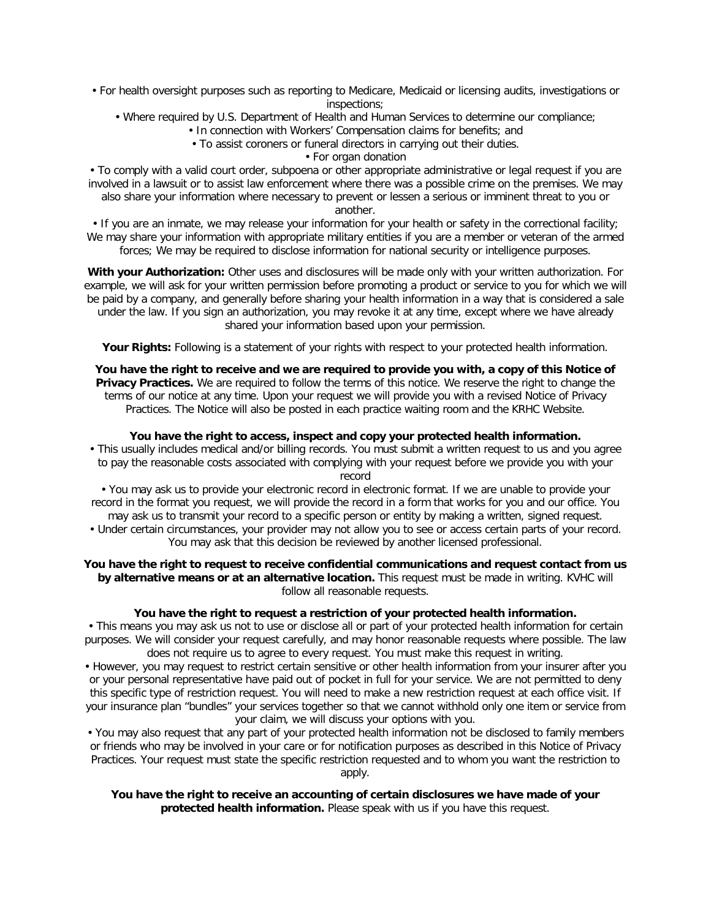• For health oversight purposes such as reporting to Medicare, Medicaid or licensing audits, investigations or inspections;

• Where required by U.S. Department of Health and Human Services to determine our compliance;

• In connection with Workers' Compensation claims for benefits; and

• To assist coroners or funeral directors in carrying out their duties.

• For organ donation

• To comply with a valid court order, subpoena or other appropriate administrative or legal request if you are involved in a lawsuit or to assist law enforcement where there was a possible crime on the premises. We may also share your information where necessary to prevent or lessen a serious or imminent threat to you or another.

• If you are an inmate, we may release your information for your health or safety in the correctional facility; We may share your information with appropriate military entities if you are a member or veteran of the armed forces; We may be required to disclose information for national security or intelligence purposes.

**With your Authorization:** Other uses and disclosures will be made only with your written authorization. For example, we will ask for your written permission before promoting a product or service to you for which we will be paid by a company, and generally before sharing your health information in a way that is considered a sale under the law. If you sign an authorization, you may revoke it at any time, except where we have already shared your information based upon your permission.

**Your Rights:** Following is a statement of your rights with respect to your protected health information.

**You have the right to receive and we are required to provide you with, a copy of this Notice of Privacy Practices.** We are required to follow the terms of this notice. We reserve the right to change the terms of our notice at any time. Upon your request we will provide you with a revised Notice of Privacy Practices. The Notice will also be posted in each practice waiting room and the KRHC Website.

**You have the right to access, inspect and copy your protected health information.**

• This usually includes medical and/or billing records. You must submit a written request to us and you agree to pay the reasonable costs associated with complying with your request before we provide you with your record

• You may ask us to provide your electronic record in electronic format. If we are unable to provide your record in the format you request, we will provide the record in a form that works for you and our office. You may ask us to transmit your record to a specific person or entity by making a written, signed request.

• Under certain circumstances, your provider may not allow you to see or access certain parts of your record. You may ask that this decision be reviewed by another licensed professional.

**You have the right to request to receive confidential communications and request contact from us by alternative means or at an alternative location.** This request must be made in writing. KVHC will follow all reasonable requests.

**You have the right to request a restriction of your protected health information.**

• This means you may ask us not to use or disclose all or part of your protected health information for certain purposes. We will consider your request carefully, and may honor reasonable requests where possible. The law does not require us to agree to every request. You must make this request in writing.

• However, you may request to restrict certain sensitive or other health information from your insurer after you or your personal representative have paid out of pocket in full for your service. We are not permitted to deny this specific type of restriction request. You will need to make a new restriction request at each office visit. If your insurance plan "bundles" your services together so that we cannot withhold only one item or service from your claim, we will discuss your options with you.

• You may also request that any part of your protected health information not be disclosed to family members or friends who may be involved in your care or for notification purposes as described in this Notice of Privacy Practices. Your request must state the specific restriction requested and to whom you want the restriction to apply.

**You have the right to receive an accounting of certain disclosures we have made of your protected health information.** Please speak with us if you have this request.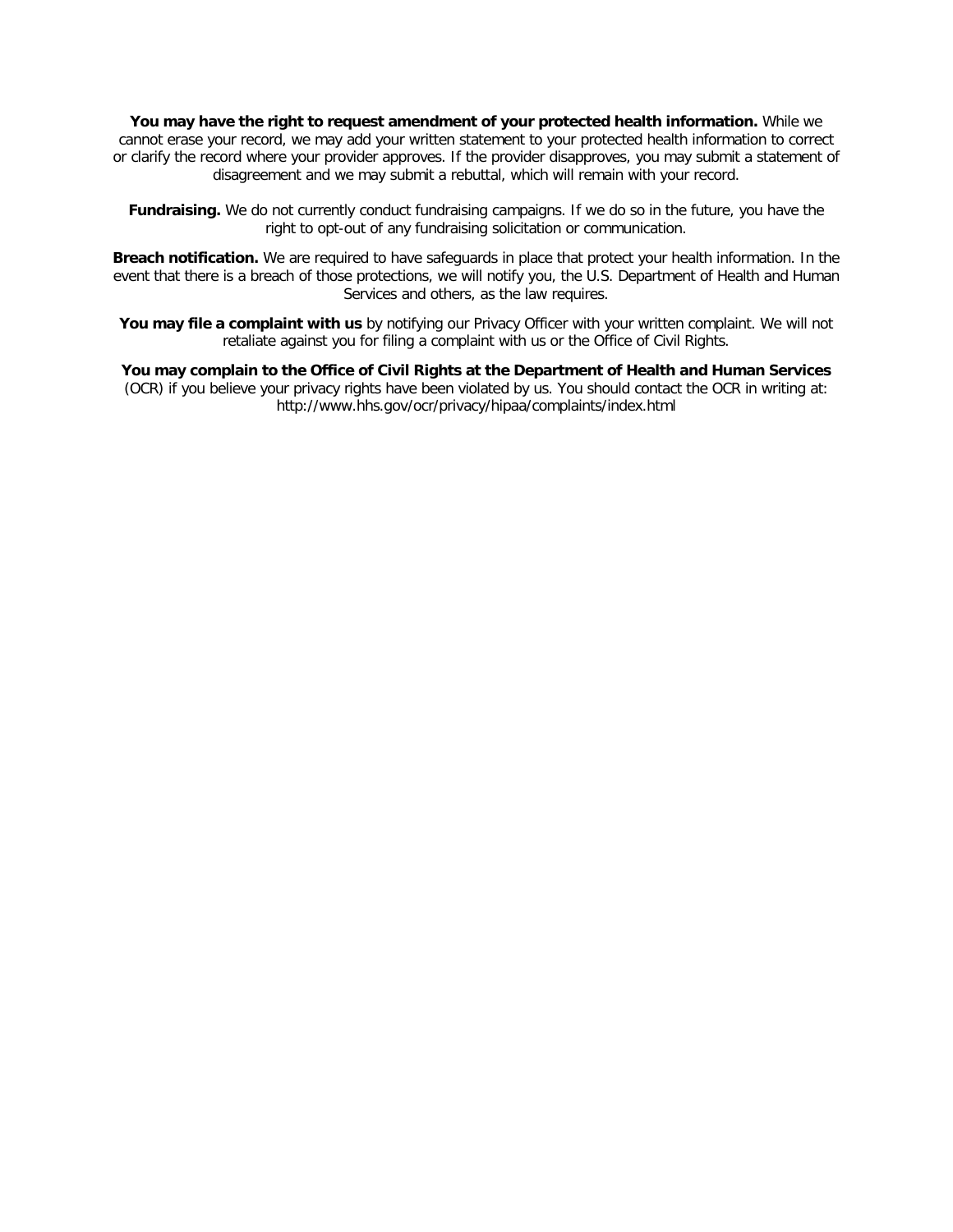**You may have the right to request amendment of your protected health information.** While we cannot erase your record, we may add your written statement to your protected health information to correct or clarify the record where your provider approves. If the provider disapproves, you may submit a statement of disagreement and we may submit a rebuttal, which will remain with your record.

**Fundraising.** We do not currently conduct fundraising campaigns. If we do so in the future, you have the right to opt-out of any fundraising solicitation or communication.

**Breach notification.** We are required to have safeguards in place that protect your health information. In the event that there is a breach of those protections, we will notify you, the U.S. Department of Health and Human Services and others, as the law requires.

**You may file a complaint with us** by notifying our Privacy Officer with your written complaint. We will not retaliate against you for filing a complaint with us or the Office of Civil Rights.

**You may complain to the Office of Civil Rights at the Department of Health and Human Services** (OCR) if you believe your privacy rights have been violated by us. You should contact the OCR in writing at: http://www.hhs.gov/ocr/privacy/hipaa/complaints/index.html